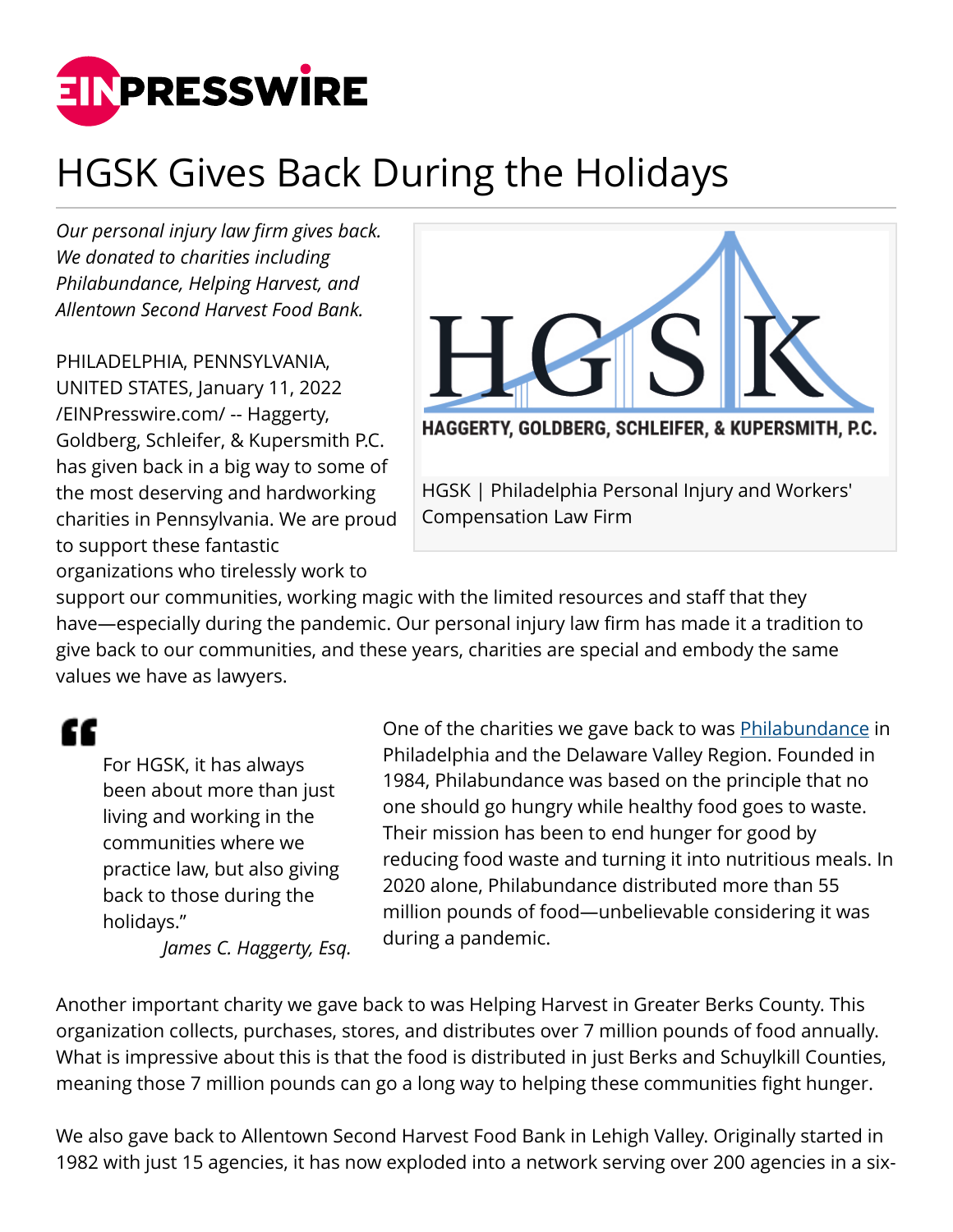# HGSK Gives Back During the Holidays

*Our personal injury law firm gives back. We donated to charities including Philabundance, Helping Harvest, and Allentown Second Harvest Food Bank.*

HAGGERTY, GOLDBERG, SCHLEIFER, & KUPERSMITH, P.C.

HGSK | Philadelphia Personal Injury and Workers' Compensation Law Firm

PHILADELPHIA, PENNSYLVANIA, UNITED STATES, January 11, 2022 /EINPresswire.com/ -- Haggerty, Goldberg, Schleifer, & Kupersmith P.C. has given back in a big way to some of the most deserving and hardworking charities in Pennsylvania. We are proud to support these fantastic organizations who tirelessly work to support our communities, working magic with the limited resources and staff that they have—especially during the pandemic. Our personal injury law firm has made it a tradition to give back to our communities, and these years, charities are special and embody the same values we have as lawyers.

> For HGSK, it has always been about more than just living and working in the communities where we practice law, but also giving back to those during the holidays."
>
> *James C. Haggerty, Esq.*

One of the charities we gave back to was Philabundance in Philadelphia and the Delaware Valley Region. Founded in 1984, Philabundance was based on the principle that no one should go hungry while healthy food goes to waste. Their mission has been to end hunger for good by reducing food waste and turning it into nutritious meals. In 2020 alone, Philabundance distributed more than 55 million pounds of food—unbelievable considering it was during a pandemic.

Another important charity we gave back to was Helping Harvest in Greater Berks County. This organization collects, purchases, stores, and distributes over 7 million pounds of food annually. What is impressive about this is that the food is distributed in just Berks and Schuylkill Counties, meaning those 7 million pounds can go a long way to helping these communities fight hunger.

We also gave back to Allentown Second Harvest Food Bank in Lehigh Valley. Originally started in 1982 with just 15 agencies, it has now exploded into a network serving over 200 agencies in a six-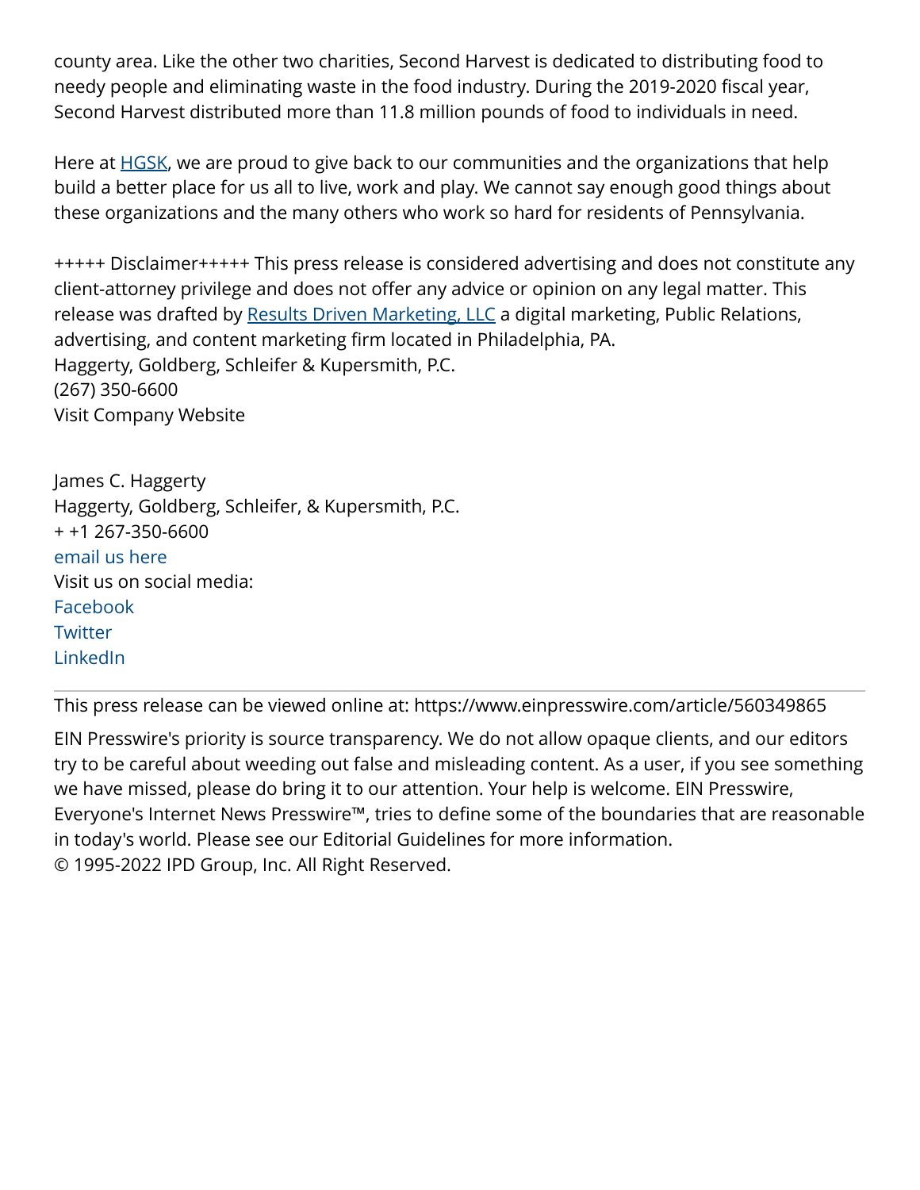county area. Like the other two charities, Second Harvest is dedicated to distributing food to needy people and eliminating waste in the food industry. During the 2019-2020 fiscal year, Second Harvest distributed more than 11.8 million pounds of food to individuals in need.

Here at HGSK, we are proud to give back to our communities and the organizations that help build a better place for us all to live, work and play. We cannot say enough good things about these organizations and the many others who work so hard for residents of Pennsylvania.

+++++ Disclaimer+++++ This press release is considered advertising and does not constitute any client-attorney privilege and does not offer any advice or opinion on any legal matter. This release was drafted by Results Driven Marketing, LLC a digital marketing, Public Relations, advertising, and content marketing firm located in Philadelphia, PA.
Haggerty, Goldberg, Schleifer & Kupersmith, P.C.
(267) 350-6600
Visit Company Website

James C. Haggerty
Haggerty, Goldberg, Schleifer, & Kupersmith, P.C.
+ +1 267-350-6600
email us here
Visit us on social media:
Facebook
Twitter
LinkedIn

---

This press release can be viewed online at: https://www.einpresswire.com/article/560349865

EIN Presswire's priority is source transparency. We do not allow opaque clients, and our editors try to be careful about weeding out false and misleading content. As a user, if you see something we have missed, please do bring it to our attention. Your help is welcome. EIN Presswire, Everyone's Internet News Presswire™, tries to define some of the boundaries that are reasonable in today's world. Please see our Editorial Guidelines for more information.
© 1995-2022 IPD Group, Inc. All Right Reserved.